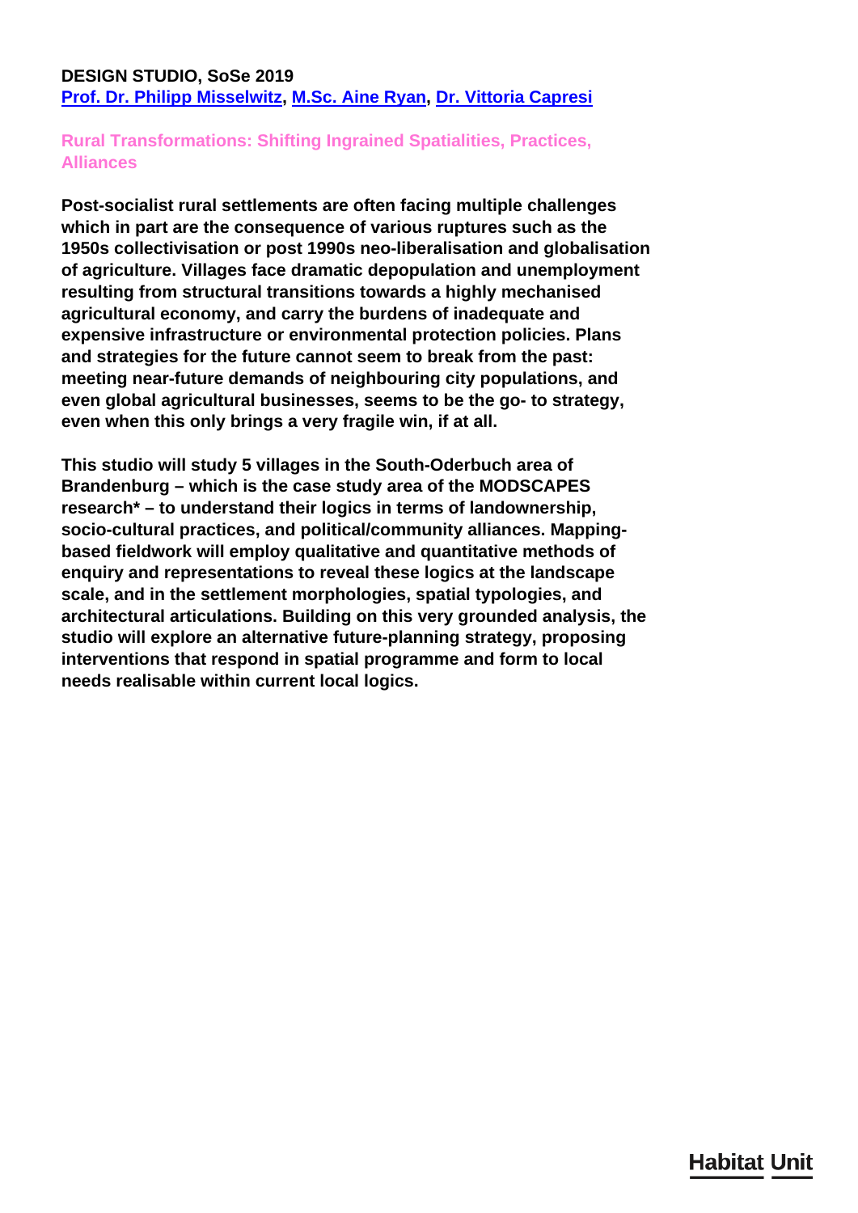**DESIGN STUDIO, SoSe 2019**
**Prof. Dr. Philipp Misselwitz, M.Sc. Aine Ryan, Dr. Vittoria Capresi**

## Rural Transformations: Shifting Ingrained Spatialities, Practices, Alliances

**Post-socialist rural settlements are often facing multiple challenges which in part are the consequence of various ruptures such as the 1950s collectivisation or post 1990s neo-liberalisation and globalisation of agriculture. Villages face dramatic depopulation and unemployment resulting from structural transitions towards a highly mechanised agricultural economy, and carry the burdens of inadequate and expensive infrastructure or environmental protection policies. Plans and strategies for the future cannot seem to break from the past: meeting near-future demands of neighbouring city populations, and even global agricultural businesses, seems to be the go- to strategy, even when this only brings a very fragile win, if at all.**

**This studio will study 5 villages in the South-Oderbuch area of Brandenburg – which is the case study area of the MODSCAPES research* – to understand their logics in terms of landownership, socio-cultural practices, and political/community alliances. Mapping-based fieldwork will employ qualitative and quantitative methods of enquiry and representations to reveal these logics at the landscape scale, and in the settlement morphologies, spatial typologies, and architectural articulations. Building on this very grounded analysis, the studio will explore an alternative future-planning strategy, proposing interventions that respond in spatial programme and form to local needs realisable within current local logics.**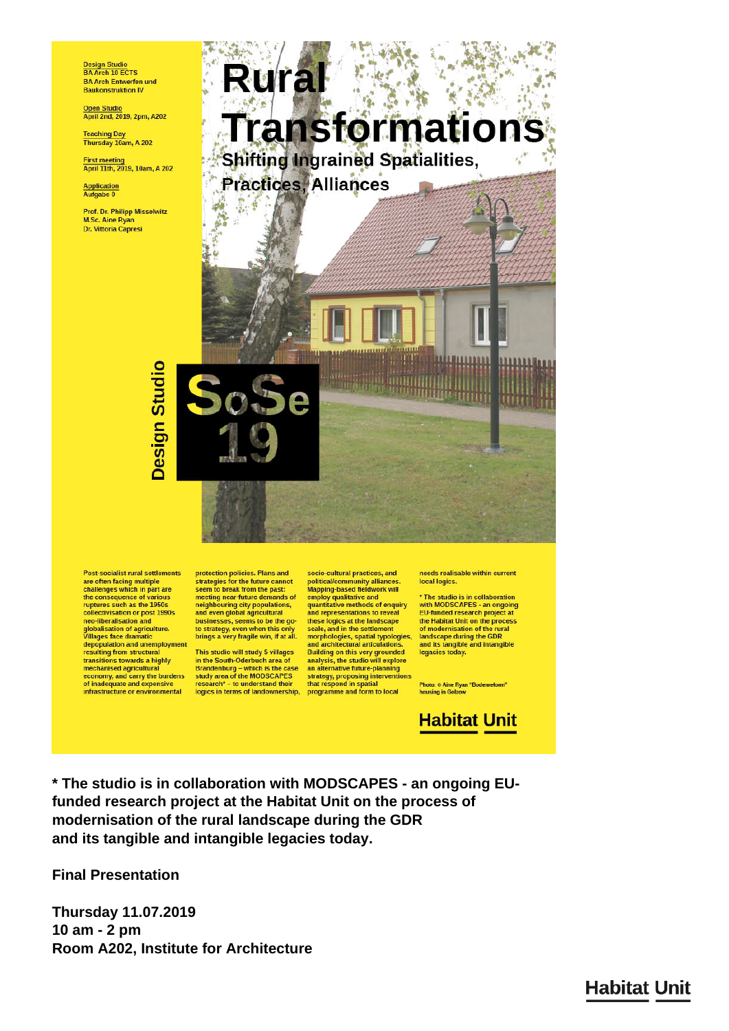Design Studio
BA Arch 10 ECTS
BA Arch Entwerfen und Baukonstruktion IV

Open Studio
April 2nd, 2019, 2pm, A202

Teaching Day
Thursday 10am, A 202

First meeting
April 11th, 2019, 10am, A 202

Application
Aufgabe 0

Prof. Dr. Philipp Misselwitz
M.Sc. Aine Ryan
Dr. Vittoria Capresi

# Rural Transformations

## Shifting Ingrained Spatialities, Practices, Alliances

Design Studio

SoSe 19

Post-socialist rural settlements are often facing multiple challenges which in part are the consequence of various ruptures such as the 1960s collectivisation or post 1990s neo-liberalisation and globalisation of agriculture. Villages face dramatic depopulation and unemployment resulting from structural transitions towards a highly mechanised agricultural economy, and carry the burdens of inadequate and expensive infrastructure or environmental protection policies. Plans and strategies for the future cannot seem to break from the past: meeting near-future demands of neighbouring city populations, and even global agricultural businesses, seems to be the go-to strategy, even when this only brings a very fragile win, if at all.

This studio will study 5 villages in the South-Oderbuch area of Brandenburg – which is the case study area of the MODSCAPES research* – to understand their logics in terms of landownership, socio-cultural practices, and political/community alliances. Mapping-based fieldwork will employ qualitative and quantitative methods of enquiry and representations to reveal these logics at the landscape scale, and in the settlement morphologies, spatial typologies, and architectural articulations. Building on this very grounded analysis, the studio will explore an alternative future-planning strategy, proposing interventions that respond in spatial programme and form to local needs realisable within current local logics.

* The studio is in collaboration with MODSCAPES - an ongoing EU-funded research project at the Habitat Unit on the process of modernisation of the rural landscape during the GDR and its tangible and intangible legacies today.

Photo: © Aine Ryan "Bodenreform" housing in Golzow

Habitat Unit

**\* The studio is in collaboration with MODSCAPES - an ongoing EU-funded research project at the Habitat Unit on the process of modernisation of the rural landscape during the GDR and its tangible and intangible legacies today.**

**Final Presentation**

**Thursday 11.07.2019**
**10 am - 2 pm**
**Room A202, Institute for Architecture**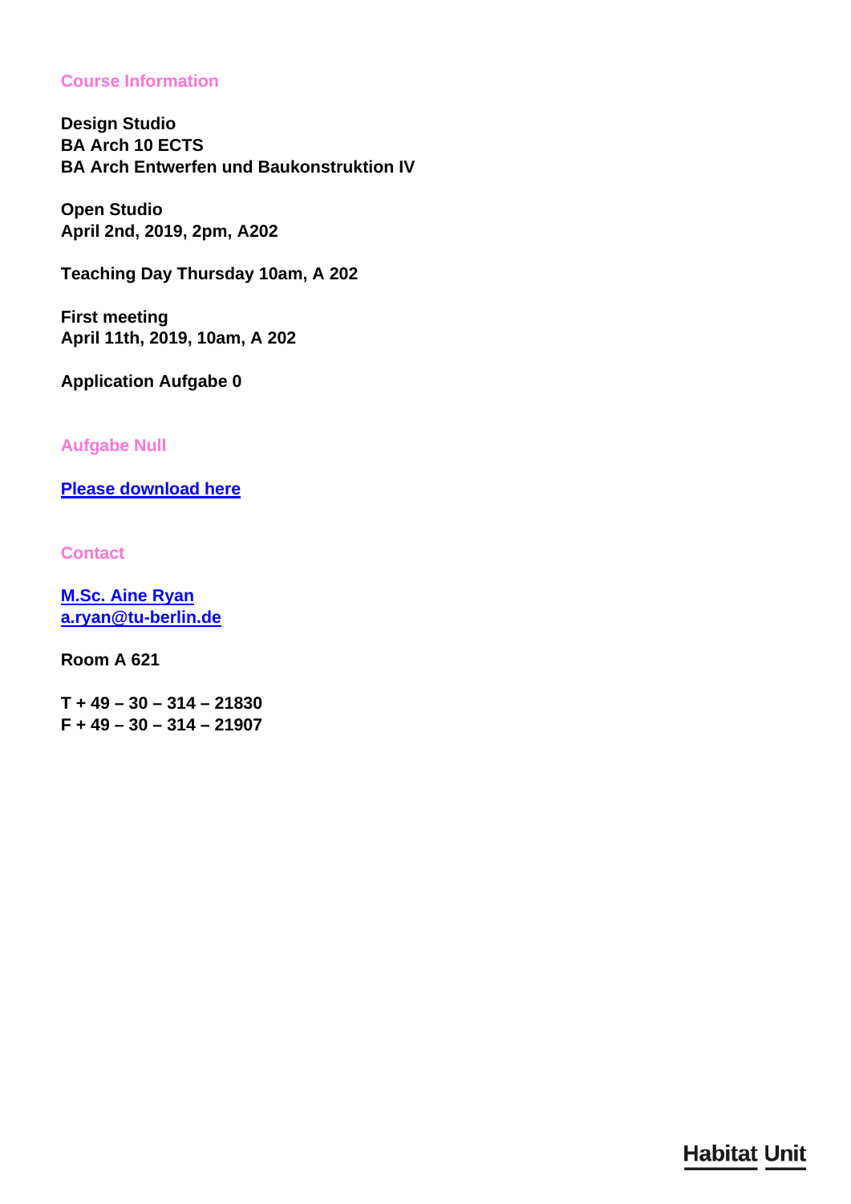## Course Information

**Design Studio**
**BA Arch 10 ECTS**
**BA Arch Entwerfen und Baukonstruktion IV**

**Open Studio**
**April 2nd, 2019, 2pm, A202**

**Teaching Day Thursday 10am, A 202**

**First meeting**
**April 11th, 2019, 10am, A 202**

**Application Aufgabe 0**

## Aufgabe Null

**Please download here**

## Contact

**M.Sc. Aine Ryan**
**a.ryan@tu-berlin.de**

**Room A 621**

**T + 49 – 30 – 314 – 21830**
**F + 49 – 30 – 314 – 21907**

Habitat Unit